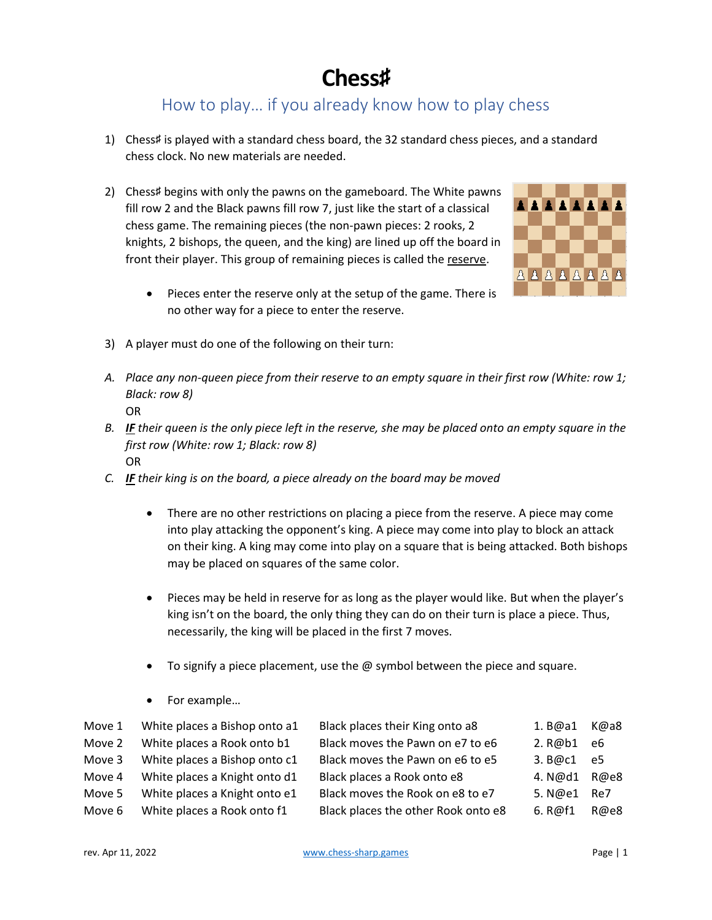# Chess♯

## How to play… if you already know how to play chess

1) Chess♯ is played with a standard chess board, the 32 standard chess pieces, and a standard chess clock. No new materials are needed.

2) Chess♯ begins with only the pawns on the gameboard. The White pawns fill row 2 and the Black pawns fill row 7, just like the start of a classical chess game. The remaining pieces (the non-pawn pieces: 2 rooks, 2 knights, 2 bishops, the queen, and the king) are lined up off the board in front their player. This group of remaining pieces is called the reserve.

    - Pieces enter the reserve only at the setup of the game. There is no other way for a piece to enter the reserve.

3) A player must do one of the following on their turn:

A. *Place any non-queen piece from their reserve to an empty square in their first row (White: row 1; Black: row 8)*

   OR

B. ***IF*** *their queen is the only piece left in the reserve, she may be placed onto an empty square in the first row (White: row 1; Black: row 8)*

   OR

C. ***IF*** *their king is on the board, a piece already on the board may be moved*

    - There are no other restrictions on placing a piece from the reserve. A piece may come into play attacking the opponent's king. A piece may come into play to block an attack on their king. A king may come into play on a square that is being attacked. Both bishops may be placed on squares of the same color.

    - Pieces may be held in reserve for as long as the player would like. But when the player's king isn't on the board, the only thing they can do on their turn is place a piece. Thus, necessarily, the king will be placed in the first 7 moves.

    - To signify a piece placement, use the @ symbol between the piece and square.

    - For example…

| | | | | |
|---|---|---|---|---|
| Move 1 | White places a Bishop onto a1 | Black places their King onto a8 | 1. B@a1 | K@a8 |
| Move 2 | White places a Rook onto b1 | Black moves the Pawn on e7 to e6 | 2. R@b1 | e6 |
| Move 3 | White places a Bishop onto c1 | Black moves the Pawn on e6 to e5 | 3. B@c1 | e5 |
| Move 4 | White places a Knight onto d1 | Black places a Rook onto e8 | 4. N@d1 | R@e8 |
| Move 5 | White places a Knight onto e1 | Black moves the Rook on e8 to e7 | 5. N@e1 | Re7 |
| Move 6 | White places a Rook onto f1 | Black places the other Rook onto e8 | 6. R@f1 | R@e8 |

rev. Apr 11, 2022 www.chess-sharp.games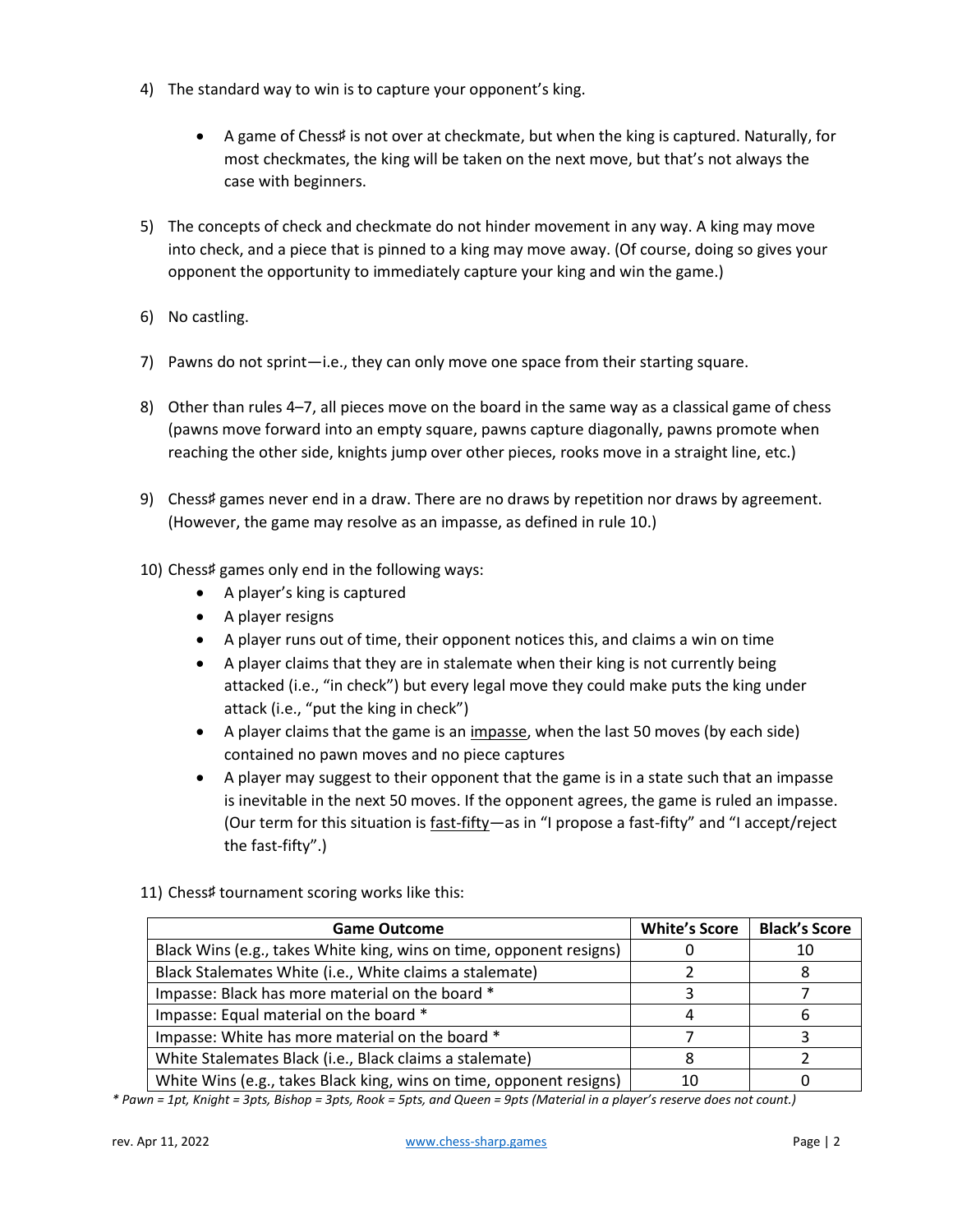4) The standard way to win is to capture your opponent's king.

    - A game of Chess♯ is not over at checkmate, but when the king is captured. Naturally, for most checkmates, the king will be taken on the next move, but that's not always the case with beginners.

5) The concepts of check and checkmate do not hinder movement in any way. A king may move into check, and a piece that is pinned to a king may move away. (Of course, doing so gives your opponent the opportunity to immediately capture your king and win the game.)

6) No castling.

7) Pawns do not sprint—i.e., they can only move one space from their starting square.

8) Other than rules 4–7, all pieces move on the board in the same way as a classical game of chess (pawns move forward into an empty square, pawns capture diagonally, pawns promote when reaching the other side, knights jump over other pieces, rooks move in a straight line, etc.)

9) Chess♯ games never end in a draw. There are no draws by repetition nor draws by agreement. (However, the game may resolve as an impasse, as defined in rule 10.)

10) Chess♯ games only end in the following ways:
    - A player's king is captured
    - A player resigns
    - A player runs out of time, their opponent notices this, and claims a win on time
    - A player claims that they are in stalemate when their king is not currently being attacked (i.e., "in check") but every legal move they could make puts the king under attack (i.e., "put the king in check")
    - A player claims that the game is an <u>impasse</u>, when the last 50 moves (by each side) contained no pawn moves and no piece captures
    - A player may suggest to their opponent that the game is in a state such that an impasse is inevitable in the next 50 moves. If the opponent agrees, the game is ruled an impasse. (Our term for this situation is <u>fast-fifty</u>—as in "I propose a fast-fifty" and "I accept/reject the fast-fifty".)

11) Chess♯ tournament scoring works like this:

| Game Outcome | White's Score | Black's Score |
|---|---|---|
| Black Wins (e.g., takes White king, wins on time, opponent resigns) | 0 | 10 |
| Black Stalemates White (i.e., White claims a stalemate) | 2 | 8 |
| Impasse: Black has more material on the board * | 3 | 7 |
| Impasse: Equal material on the board * | 4 | 6 |
| Impasse: White has more material on the board * | 7 | 3 |
| White Stalemates Black (i.e., Black claims a stalemate) | 8 | 2 |
| White Wins (e.g., takes Black king, wins on time, opponent resigns) | 10 | 0 |

*\* Pawn = 1pt, Knight = 3pts, Bishop = 3pts, Rook = 5pts, and Queen = 9pts (Material in a player's reserve does not count.)*

rev. Apr 11, 2022 www.chess-sharp.games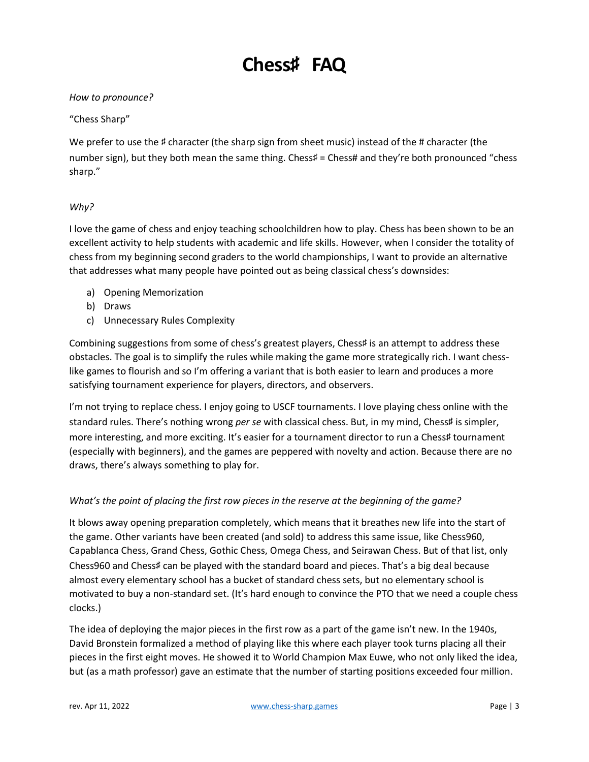# Chess♯ FAQ

*How to pronounce?*

"Chess Sharp"

We prefer to use the ♯ character (the sharp sign from sheet music) instead of the # character (the number sign), but they both mean the same thing. Chess♯ = Chess# and they're both pronounced "chess sharp."

*Why?*

I love the game of chess and enjoy teaching schoolchildren how to play. Chess has been shown to be an excellent activity to help students with academic and life skills. However, when I consider the totality of chess from my beginning second graders to the world championships, I want to provide an alternative that addresses what many people have pointed out as being classical chess's downsides:

a) Opening Memorization
b) Draws
c) Unnecessary Rules Complexity

Combining suggestions from some of chess's greatest players, Chess♯ is an attempt to address these obstacles. The goal is to simplify the rules while making the game more strategically rich. I want chess-like games to flourish and so I'm offering a variant that is both easier to learn and produces a more satisfying tournament experience for players, directors, and observers.

I'm not trying to replace chess. I enjoy going to USCF tournaments. I love playing chess online with the standard rules. There's nothing wrong *per se* with classical chess. But, in my mind, Chess♯ is simpler, more interesting, and more exciting. It's easier for a tournament director to run a Chess♯ tournament (especially with beginners), and the games are peppered with novelty and action. Because there are no draws, there's always something to play for.

*What's the point of placing the first row pieces in the reserve at the beginning of the game?*

It blows away opening preparation completely, which means that it breathes new life into the start of the game. Other variants have been created (and sold) to address this same issue, like Chess960, Capablanca Chess, Grand Chess, Gothic Chess, Omega Chess, and Seirawan Chess. But of that list, only Chess960 and Chess♯ can be played with the standard board and pieces. That's a big deal because almost every elementary school has a bucket of standard chess sets, but no elementary school is motivated to buy a non-standard set. (It's hard enough to convince the PTO that we need a couple chess clocks.)

The idea of deploying the major pieces in the first row as a part of the game isn't new. In the 1940s, David Bronstein formalized a method of playing like this where each player took turns placing all their pieces in the first eight moves. He showed it to World Champion Max Euwe, who not only liked the idea, but (as a math professor) gave an estimate that the number of starting positions exceeded four million.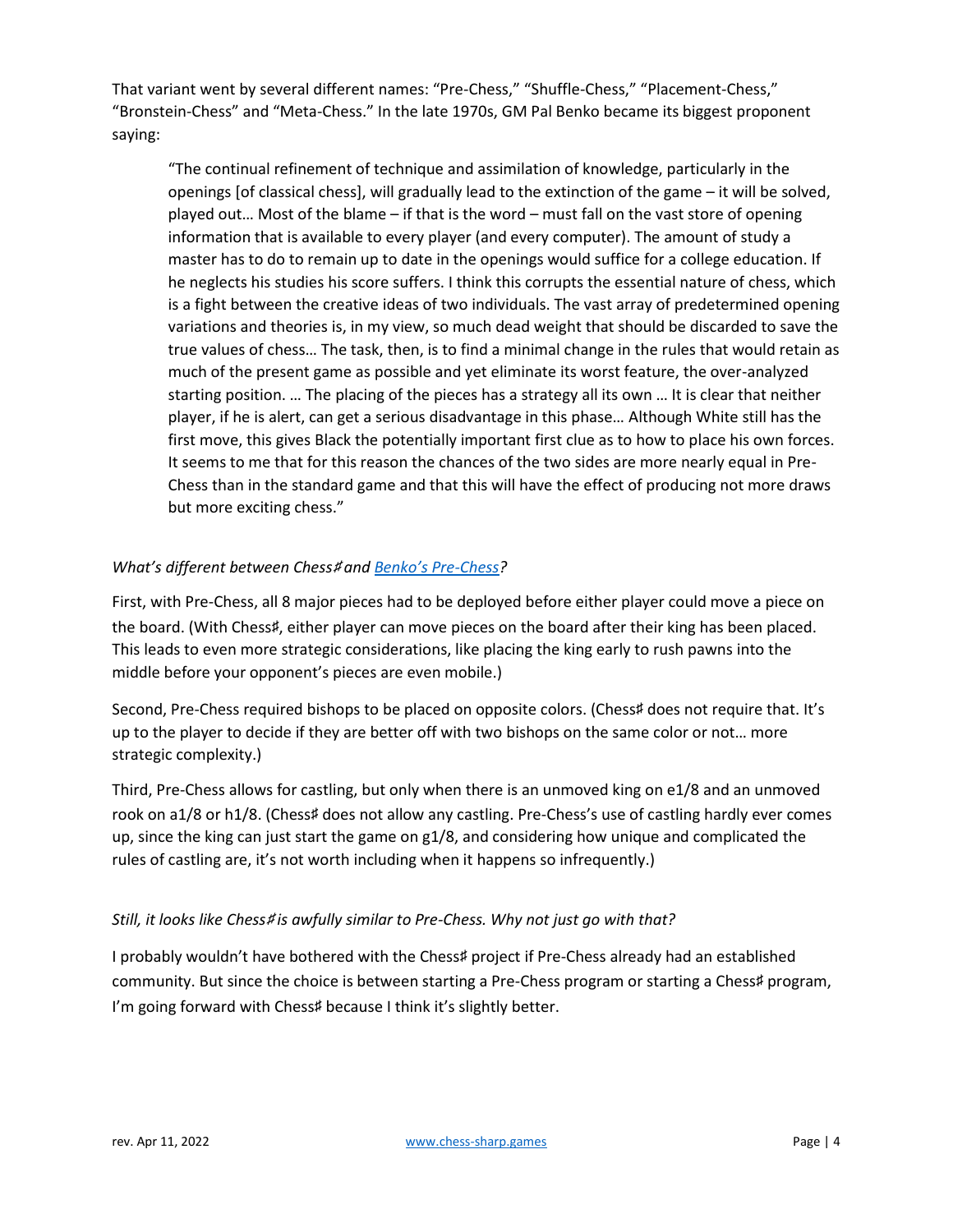That variant went by several different names: "Pre-Chess," "Shuffle-Chess," "Placement-Chess," "Bronstein-Chess" and "Meta-Chess." In the late 1970s, GM Pal Benko became its biggest proponent saying:

> "The continual refinement of technique and assimilation of knowledge, particularly in the openings [of classical chess], will gradually lead to the extinction of the game – it will be solved, played out… Most of the blame – if that is the word – must fall on the vast store of opening information that is available to every player (and every computer). The amount of study a master has to do to remain up to date in the openings would suffice for a college education. If he neglects his studies his score suffers. I think this corrupts the essential nature of chess, which is a fight between the creative ideas of two individuals. The vast array of predetermined opening variations and theories is, in my view, so much dead weight that should be discarded to save the true values of chess… The task, then, is to find a minimal change in the rules that would retain as much of the present game as possible and yet eliminate its worst feature, the over-analyzed starting position. … The placing of the pieces has a strategy all its own … It is clear that neither player, if he is alert, can get a serious disadvantage in this phase… Although White still has the first move, this gives Black the potentially important first clue as to how to place his own forces. It seems to me that for this reason the chances of the two sides are more nearly equal in Pre-Chess than in the standard game and that this will have the effect of producing not more draws but more exciting chess."

*What's different between Chess♯ and [Benko's Pre-Chess](Benko's Pre-Chess)?*

First, with Pre-Chess, all 8 major pieces had to be deployed before either player could move a piece on the board. (With Chess♯, either player can move pieces on the board after their king has been placed. This leads to even more strategic considerations, like placing the king early to rush pawns into the middle before your opponent's pieces are even mobile.)

Second, Pre-Chess required bishops to be placed on opposite colors. (Chess♯ does not require that. It's up to the player to decide if they are better off with two bishops on the same color or not… more strategic complexity.)

Third, Pre-Chess allows for castling, but only when there is an unmoved king on e1/8 and an unmoved rook on a1/8 or h1/8. (Chess♯ does not allow any castling. Pre-Chess's use of castling hardly ever comes up, since the king can just start the game on g1/8, and considering how unique and complicated the rules of castling are, it's not worth including when it happens so infrequently.)

*Still, it looks like Chess♯ is awfully similar to Pre-Chess. Why not just go with that?*

I probably wouldn't have bothered with the Chess♯ project if Pre-Chess already had an established community. But since the choice is between starting a Pre-Chess program or starting a Chess♯ program, I'm going forward with Chess♯ because I think it's slightly better.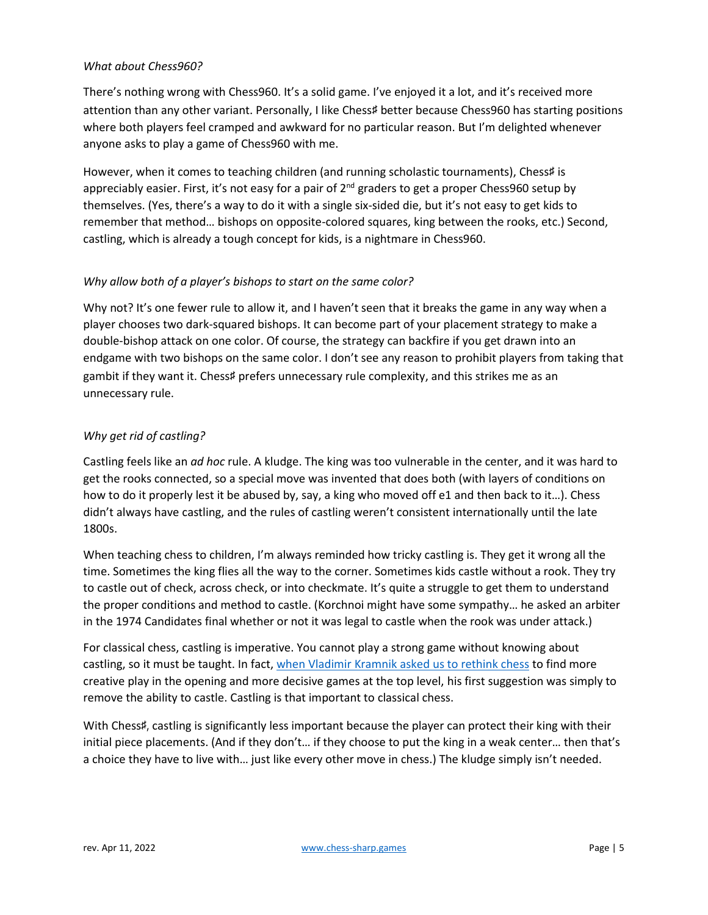*What about Chess960?*

There's nothing wrong with Chess960. It's a solid game. I've enjoyed it a lot, and it's received more attention than any other variant. Personally, I like Chess♯ better because Chess960 has starting positions where both players feel cramped and awkward for no particular reason. But I'm delighted whenever anyone asks to play a game of Chess960 with me.

However, when it comes to teaching children (and running scholastic tournaments), Chess♯ is appreciably easier. First, it's not easy for a pair of 2nd graders to get a proper Chess960 setup by themselves. (Yes, there's a way to do it with a single six-sided die, but it's not easy to get kids to remember that method… bishops on opposite-colored squares, king between the rooks, etc.) Second, castling, which is already a tough concept for kids, is a nightmare in Chess960.

*Why allow both of a player's bishops to start on the same color?*

Why not? It's one fewer rule to allow it, and I haven't seen that it breaks the game in any way when a player chooses two dark-squared bishops. It can become part of your placement strategy to make a double-bishop attack on one color. Of course, the strategy can backfire if you get drawn into an endgame with two bishops on the same color. I don't see any reason to prohibit players from taking that gambit if they want it. Chess♯ prefers unnecessary rule complexity, and this strikes me as an unnecessary rule.

*Why get rid of castling?*

Castling feels like an *ad hoc* rule. A kludge. The king was too vulnerable in the center, and it was hard to get the rooks connected, so a special move was invented that does both (with layers of conditions on how to do it properly lest it be abused by, say, a king who moved off e1 and then back to it…). Chess didn't always have castling, and the rules of castling weren't consistent internationally until the late 1800s.

When teaching chess to children, I'm always reminded how tricky castling is. They get it wrong all the time. Sometimes the king flies all the way to the corner. Sometimes kids castle without a rook. They try to castle out of check, across check, or into checkmate. It's quite a struggle to get them to understand the proper conditions and method to castle. (Korchnoi might have some sympathy… he asked an arbiter in the 1974 Candidates final whether or not it was legal to castle when the rook was under attack.)

For classical chess, castling is imperative. You cannot play a strong game without knowing about castling, so it must be taught. In fact, [when Vladimir Kramnik asked us to rethink chess]() to find more creative play in the opening and more decisive games at the top level, his first suggestion was simply to remove the ability to castle. Castling is that important to classical chess.

With Chess♯, castling is significantly less important because the player can protect their king with their initial piece placements. (And if they don't… if they choose to put the king in a weak center… then that's a choice they have to live with… just like every other move in chess.) The kludge simply isn't needed.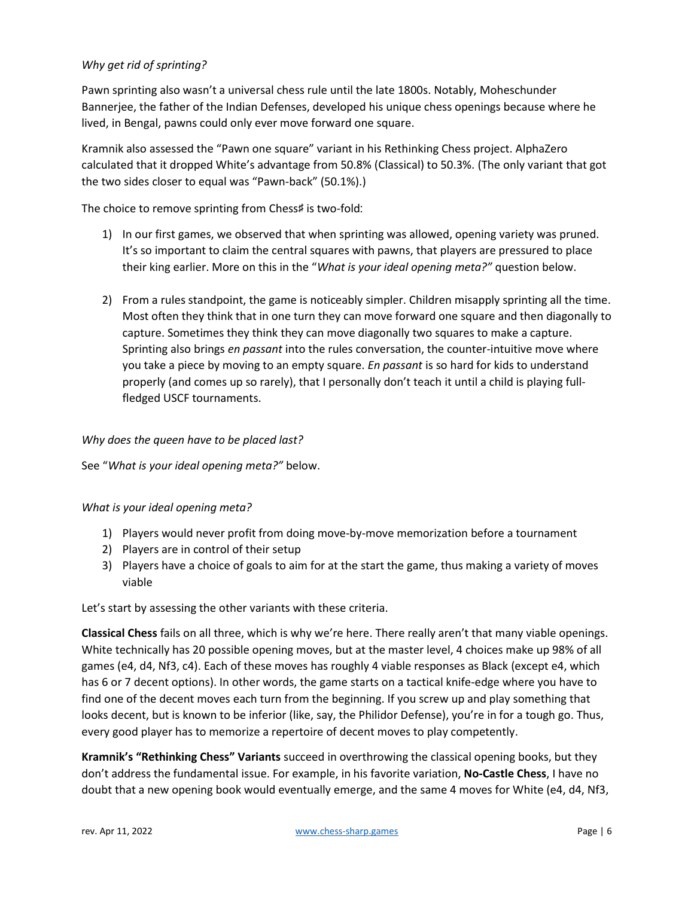*Why get rid of sprinting?*

Pawn sprinting also wasn't a universal chess rule until the late 1800s. Notably, Moheschunder Bannerjee, the father of the Indian Defenses, developed his unique chess openings because where he lived, in Bengal, pawns could only ever move forward one square.

Kramnik also assessed the "Pawn one square" variant in his Rethinking Chess project. AlphaZero calculated that it dropped White's advantage from 50.8% (Classical) to 50.3%. (The only variant that got the two sides closer to equal was "Pawn-back" (50.1%).)

The choice to remove sprinting from Chess♯ is two-fold:

1) In our first games, we observed that when sprinting was allowed, opening variety was pruned. It's so important to claim the central squares with pawns, that players are pressured to place their king earlier. More on this in the "*What is your ideal opening meta?"* question below.

2) From a rules standpoint, the game is noticeably simpler. Children misapply sprinting all the time. Most often they think that in one turn they can move forward one square and then diagonally to capture. Sometimes they think they can move diagonally two squares to make a capture. Sprinting also brings *en passant* into the rules conversation, the counter-intuitive move where you take a piece by moving to an empty square. *En passant* is so hard for kids to understand properly (and comes up so rarely), that I personally don't teach it until a child is playing full-fledged USCF tournaments.

*Why does the queen have to be placed last?*

See "*What is your ideal opening meta?"* below.

*What is your ideal opening meta?*

1) Players would never profit from doing move-by-move memorization before a tournament
2) Players are in control of their setup
3) Players have a choice of goals to aim for at the start the game, thus making a variety of moves viable

Let's start by assessing the other variants with these criteria.

**Classical Chess** fails on all three, which is why we're here. There really aren't that many viable openings. White technically has 20 possible opening moves, but at the master level, 4 choices make up 98% of all games (e4, d4, Nf3, c4). Each of these moves has roughly 4 viable responses as Black (except e4, which has 6 or 7 decent options). In other words, the game starts on a tactical knife-edge where you have to find one of the decent moves each turn from the beginning. If you screw up and play something that looks decent, but is known to be inferior (like, say, the Philidor Defense), you're in for a tough go. Thus, every good player has to memorize a repertoire of decent moves to play competently.

**Kramnik's "Rethinking Chess" Variants** succeed in overthrowing the classical opening books, but they don't address the fundamental issue. For example, in his favorite variation, **No-Castle Chess**, I have no doubt that a new opening book would eventually emerge, and the same 4 moves for White (e4, d4, Nf3,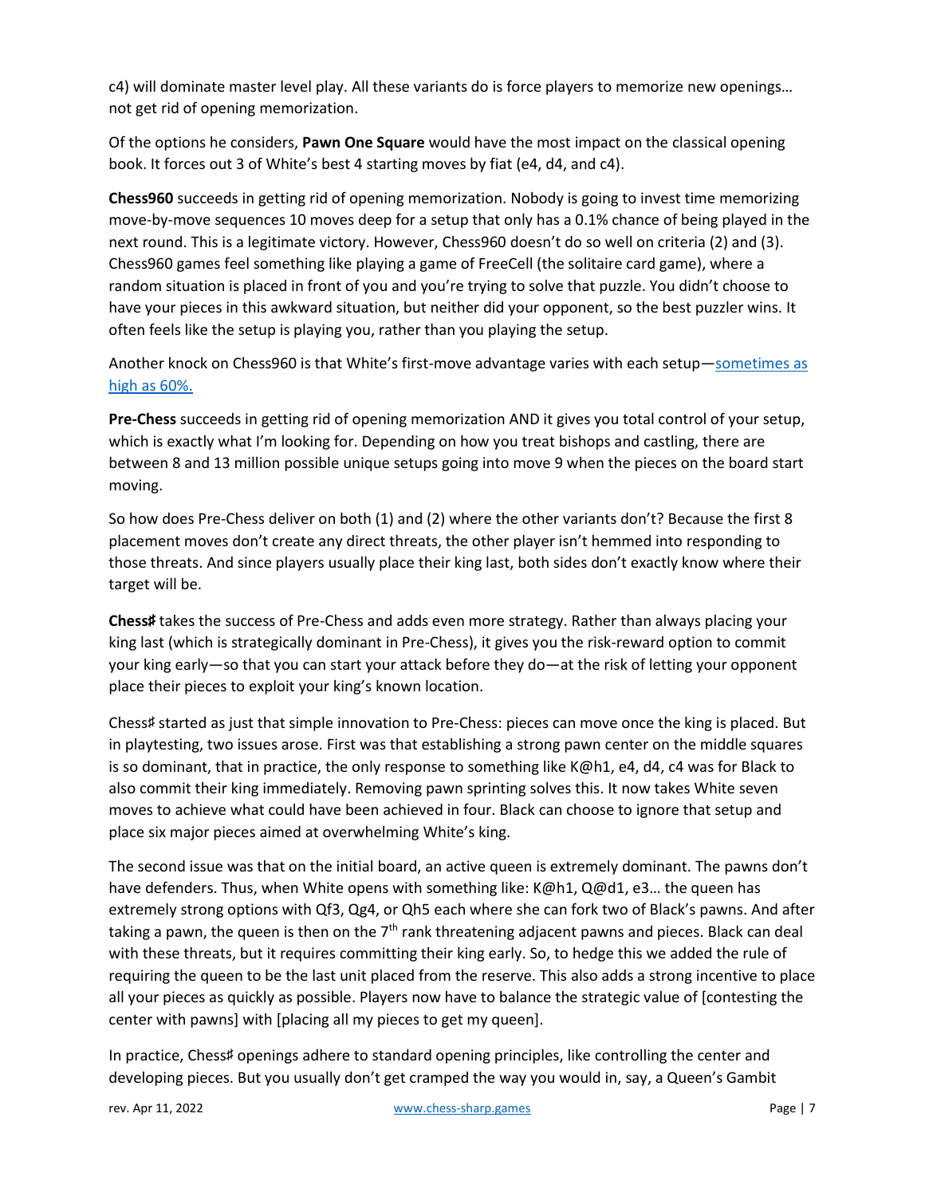c4) will dominate master level play. All these variants do is force players to memorize new openings… not get rid of opening memorization.

Of the options he considers, **Pawn One Square** would have the most impact on the classical opening book. It forces out 3 of White's best 4 starting moves by fiat (e4, d4, and c4).

**Chess960** succeeds in getting rid of opening memorization. Nobody is going to invest time memorizing move-by-move sequences 10 moves deep for a setup that only has a 0.1% chance of being played in the next round. This is a legitimate victory. However, Chess960 doesn't do so well on criteria (2) and (3). Chess960 games feel something like playing a game of FreeCell (the solitaire card game), where a random situation is placed in front of you and you're trying to solve that puzzle. You didn't choose to have your pieces in this awkward situation, but neither did your opponent, so the best puzzler wins. It often feels like the setup is playing you, rather than you playing the setup.

Another knock on Chess960 is that White's first-move advantage varies with each setup—[sometimes as high as 60%.]

**Pre-Chess** succeeds in getting rid of opening memorization AND it gives you total control of your setup, which is exactly what I'm looking for. Depending on how you treat bishops and castling, there are between 8 and 13 million possible unique setups going into move 9 when the pieces on the board start moving.

So how does Pre-Chess deliver on both (1) and (2) where the other variants don't? Because the first 8 placement moves don't create any direct threats, the other player isn't hemmed into responding to those threats. And since players usually place their king last, both sides don't exactly know where their target will be.

**Chess♯** takes the success of Pre-Chess and adds even more strategy. Rather than always placing your king last (which is strategically dominant in Pre-Chess), it gives you the risk-reward option to commit your king early—so that you can start your attack before they do—at the risk of letting your opponent place their pieces to exploit your king's known location.

Chess♯ started as just that simple innovation to Pre-Chess: pieces can move once the king is placed. But in playtesting, two issues arose. First was that establishing a strong pawn center on the middle squares is so dominant, that in practice, the only response to something like K@h1, e4, d4, c4 was for Black to also commit their king immediately. Removing pawn sprinting solves this. It now takes White seven moves to achieve what could have been achieved in four. Black can choose to ignore that setup and place six major pieces aimed at overwhelming White's king.

The second issue was that on the initial board, an active queen is extremely dominant. The pawns don't have defenders. Thus, when White opens with something like: K@h1, Q@d1, e3… the queen has extremely strong options with Qf3, Qg4, or Qh5 each where she can fork two of Black's pawns. And after taking a pawn, the queen is then on the 7th rank threatening adjacent pawns and pieces. Black can deal with these threats, but it requires committing their king early. So, to hedge this we added the rule of requiring the queen to be the last unit placed from the reserve. This also adds a strong incentive to place all your pieces as quickly as possible. Players now have to balance the strategic value of [contesting the center with pawns] with [placing all my pieces to get my queen].

In practice, Chess♯ openings adhere to standard opening principles, like controlling the center and developing pieces. But you usually don't get cramped the way you would in, say, a Queen's Gambit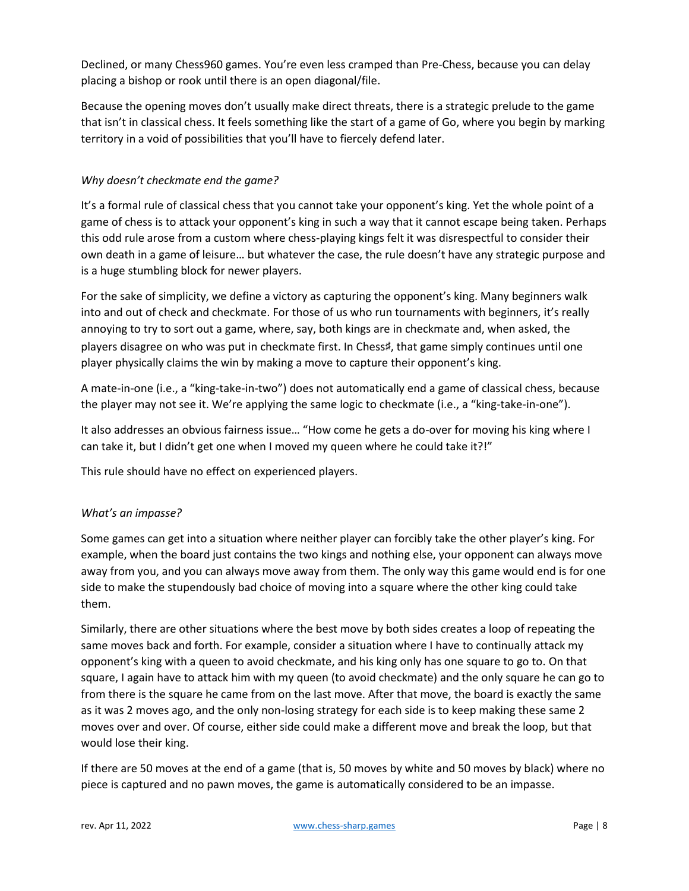Declined, or many Chess960 games. You're even less cramped than Pre-Chess, because you can delay placing a bishop or rook until there is an open diagonal/file.

Because the opening moves don't usually make direct threats, there is a strategic prelude to the game that isn't in classical chess. It feels something like the start of a game of Go, where you begin by marking territory in a void of possibilities that you'll have to fiercely defend later.

*Why doesn't checkmate end the game?*

It's a formal rule of classical chess that you cannot take your opponent's king. Yet the whole point of a game of chess is to attack your opponent's king in such a way that it cannot escape being taken. Perhaps this odd rule arose from a custom where chess-playing kings felt it was disrespectful to consider their own death in a game of leisure… but whatever the case, the rule doesn't have any strategic purpose and is a huge stumbling block for newer players.

For the sake of simplicity, we define a victory as capturing the opponent's king. Many beginners walk into and out of check and checkmate. For those of us who run tournaments with beginners, it's really annoying to try to sort out a game, where, say, both kings are in checkmate and, when asked, the players disagree on who was put in checkmate first. In Chess♯, that game simply continues until one player physically claims the win by making a move to capture their opponent's king.

A mate-in-one (i.e., a "king-take-in-two") does not automatically end a game of classical chess, because the player may not see it. We're applying the same logic to checkmate (i.e., a "king-take-in-one").

It also addresses an obvious fairness issue… "How come he gets a do-over for moving his king where I can take it, but I didn't get one when I moved my queen where he could take it?!"

This rule should have no effect on experienced players.

*What's an impasse?*

Some games can get into a situation where neither player can forcibly take the other player's king. For example, when the board just contains the two kings and nothing else, your opponent can always move away from you, and you can always move away from them. The only way this game would end is for one side to make the stupendously bad choice of moving into a square where the other king could take them.

Similarly, there are other situations where the best move by both sides creates a loop of repeating the same moves back and forth. For example, consider a situation where I have to continually attack my opponent's king with a queen to avoid checkmate, and his king only has one square to go to. On that square, I again have to attack him with my queen (to avoid checkmate) and the only square he can go to from there is the square he came from on the last move. After that move, the board is exactly the same as it was 2 moves ago, and the only non-losing strategy for each side is to keep making these same 2 moves over and over. Of course, either side could make a different move and break the loop, but that would lose their king.

If there are 50 moves at the end of a game (that is, 50 moves by white and 50 moves by black) where no piece is captured and no pawn moves, the game is automatically considered to be an impasse.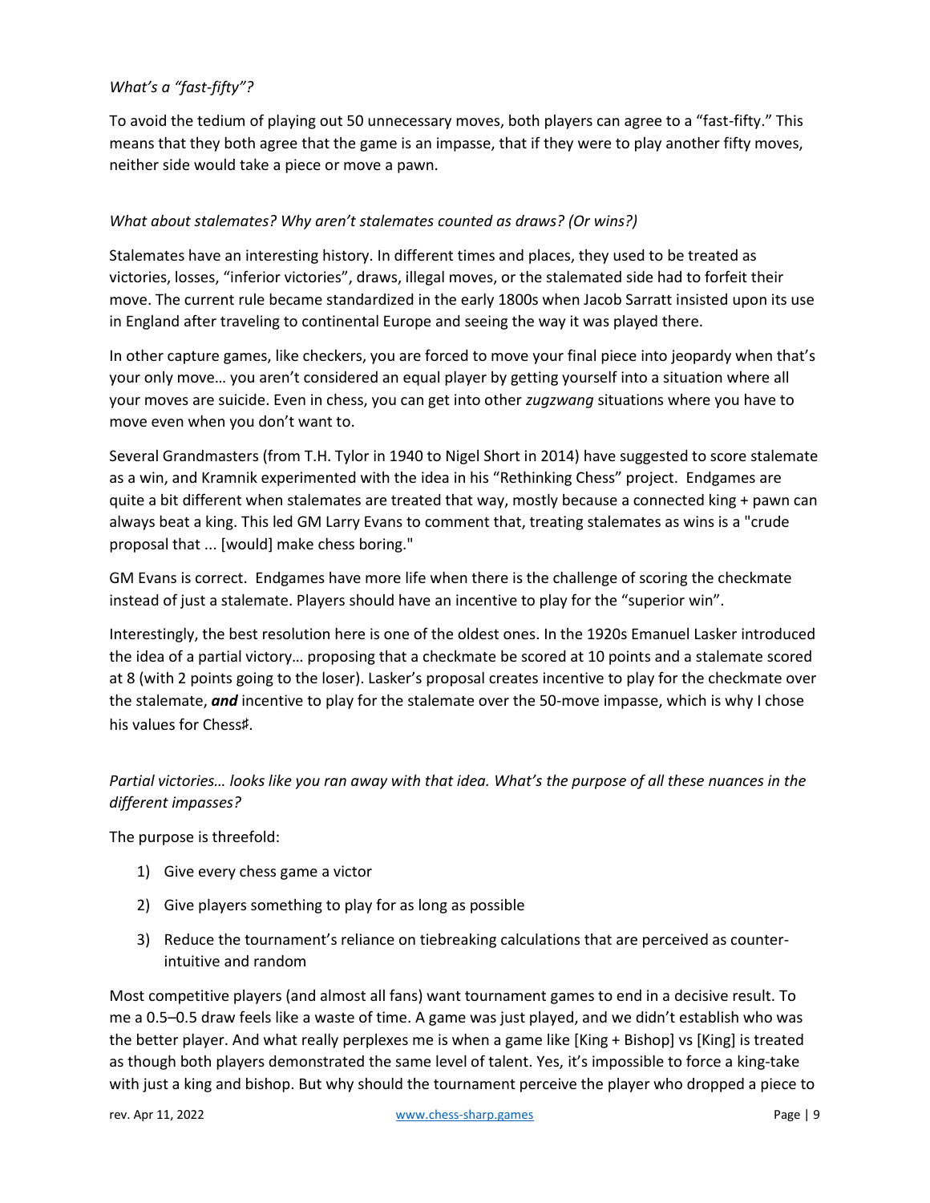*What's a "fast-fifty"?*

To avoid the tedium of playing out 50 unnecessary moves, both players can agree to a "fast-fifty." This means that they both agree that the game is an impasse, that if they were to play another fifty moves, neither side would take a piece or move a pawn.

*What about stalemates? Why aren't stalemates counted as draws? (Or wins?)*

Stalemates have an interesting history. In different times and places, they used to be treated as victories, losses, "inferior victories", draws, illegal moves, or the stalemated side had to forfeit their move. The current rule became standardized in the early 1800s when Jacob Sarratt insisted upon its use in England after traveling to continental Europe and seeing the way it was played there.

In other capture games, like checkers, you are forced to move your final piece into jeopardy when that's your only move… you aren't considered an equal player by getting yourself into a situation where all your moves are suicide. Even in chess, you can get into other *zugzwang* situations where you have to move even when you don't want to.

Several Grandmasters (from T.H. Tylor in 1940 to Nigel Short in 2014) have suggested to score stalemate as a win, and Kramnik experimented with the idea in his "Rethinking Chess" project. Endgames are quite a bit different when stalemates are treated that way, mostly because a connected king + pawn can always beat a king. This led GM Larry Evans to comment that, treating stalemates as wins is a "crude proposal that ... [would] make chess boring."

GM Evans is correct. Endgames have more life when there is the challenge of scoring the checkmate instead of just a stalemate. Players should have an incentive to play for the "superior win".

Interestingly, the best resolution here is one of the oldest ones. In the 1920s Emanuel Lasker introduced the idea of a partial victory… proposing that a checkmate be scored at 10 points and a stalemate scored at 8 (with 2 points going to the loser). Lasker's proposal creates incentive to play for the checkmate over the stalemate, ***and*** incentive to play for the stalemate over the 50-move impasse, which is why I chose his values for Chess♯.

*Partial victories… looks like you ran away with that idea. What's the purpose of all these nuances in the different impasses?*

The purpose is threefold:

1) Give every chess game a victor
2) Give players something to play for as long as possible
3) Reduce the tournament's reliance on tiebreaking calculations that are perceived as counter-intuitive and random

Most competitive players (and almost all fans) want tournament games to end in a decisive result. To me a 0.5–0.5 draw feels like a waste of time. A game was just played, and we didn't establish who was the better player. And what really perplexes me is when a game like [King + Bishop] vs [King] is treated as though both players demonstrated the same level of talent. Yes, it's impossible to force a king-take with just a king and bishop. But why should the tournament perceive the player who dropped a piece to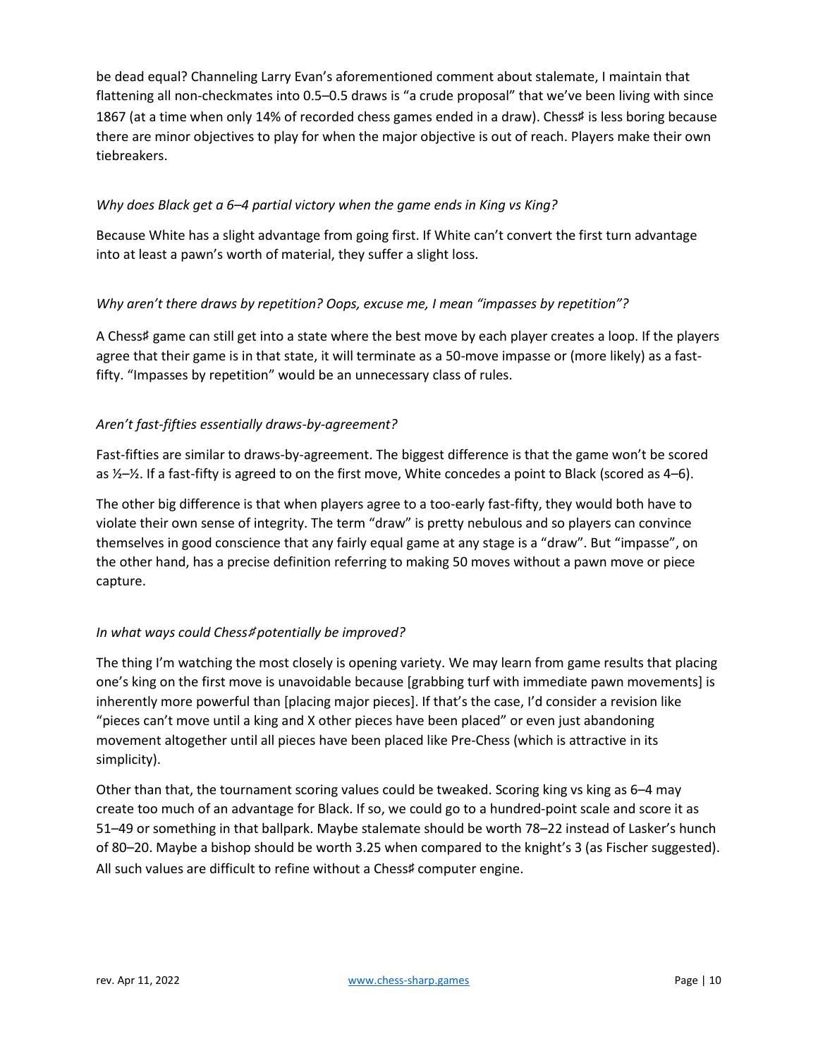be dead equal? Channeling Larry Evan's aforementioned comment about stalemate, I maintain that flattening all non-checkmates into 0.5–0.5 draws is "a crude proposal" that we've been living with since 1867 (at a time when only 14% of recorded chess games ended in a draw). Chess♯ is less boring because there are minor objectives to play for when the major objective is out of reach. Players make their own tiebreakers.

*Why does Black get a 6–4 partial victory when the game ends in King vs King?*

Because White has a slight advantage from going first. If White can't convert the first turn advantage into at least a pawn's worth of material, they suffer a slight loss.

*Why aren't there draws by repetition? Oops, excuse me, I mean "impasses by repetition"?*

A Chess♯ game can still get into a state where the best move by each player creates a loop. If the players agree that their game is in that state, it will terminate as a 50-move impasse or (more likely) as a fast-fifty. "Impasses by repetition" would be an unnecessary class of rules.

*Aren't fast-fifties essentially draws-by-agreement?*

Fast-fifties are similar to draws-by-agreement. The biggest difference is that the game won't be scored as ½–½. If a fast-fifty is agreed to on the first move, White concedes a point to Black (scored as 4–6).

The other big difference is that when players agree to a too-early fast-fifty, they would both have to violate their own sense of integrity. The term "draw" is pretty nebulous and so players can convince themselves in good conscience that any fairly equal game at any stage is a "draw". But "impasse", on the other hand, has a precise definition referring to making 50 moves without a pawn move or piece capture.

*In what ways could Chess♯ potentially be improved?*

The thing I'm watching the most closely is opening variety. We may learn from game results that placing one's king on the first move is unavoidable because [grabbing turf with immediate pawn movements] is inherently more powerful than [placing major pieces]. If that's the case, I'd consider a revision like "pieces can't move until a king and X other pieces have been placed" or even just abandoning movement altogether until all pieces have been placed like Pre-Chess (which is attractive in its simplicity).

Other than that, the tournament scoring values could be tweaked. Scoring king vs king as 6–4 may create too much of an advantage for Black. If so, we could go to a hundred-point scale and score it as 51–49 or something in that ballpark. Maybe stalemate should be worth 78–22 instead of Lasker's hunch of 80–20. Maybe a bishop should be worth 3.25 when compared to the knight's 3 (as Fischer suggested). All such values are difficult to refine without a Chess♯ computer engine.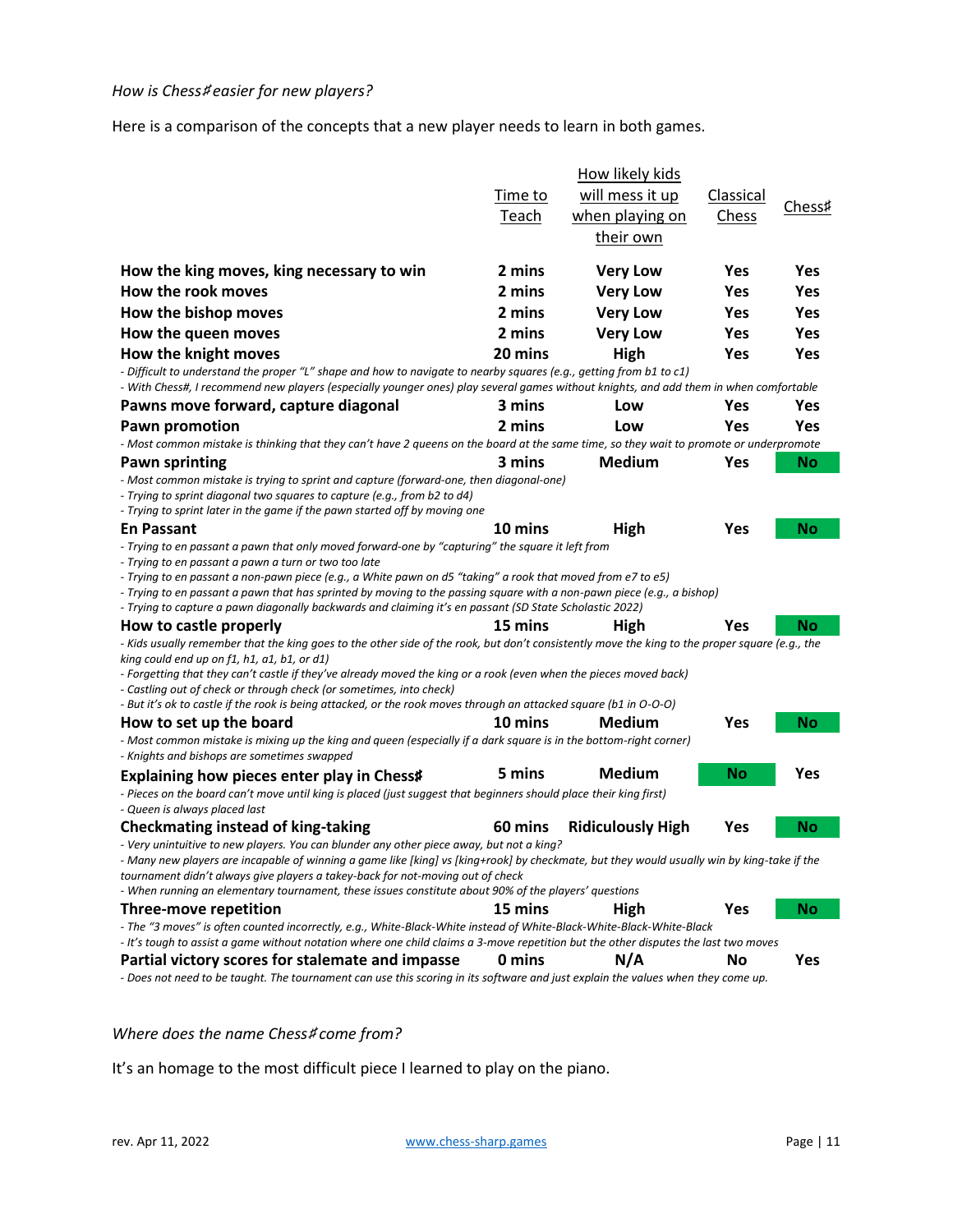*How is Chess♯ easier for new players?*

Here is a comparison of the concepts that a new player needs to learn in both games.

| | Time to Teach | How likely kids will mess it up when playing on their own | Classical Chess | Chess♯ |
|---|---|---|---|---|
| **How the king moves, king necessary to win** | **2 mins** | **Very Low** | **Yes** | **Yes** |
| **How the rook moves** | **2 mins** | **Very Low** | **Yes** | **Yes** |
| **How the bishop moves** | **2 mins** | **Very Low** | **Yes** | **Yes** |
| **How the queen moves** | **2 mins** | **Very Low** | **Yes** | **Yes** |
| **How the knight moves** | **20 mins** | **High** | **Yes** | **Yes** |
| *- Difficult to understand the proper "L" shape and how to navigate to nearby squares (e.g., getting from b1 to c1)*<br>*- With Chess♯, I recommend new players (especially younger ones) play several games without knights, and add them in when comfortable* | | | | |
| **Pawns move forward, capture diagonal** | **3 mins** | **Low** | **Yes** | **Yes** |
| **Pawn promotion** | **2 mins** | **Low** | **Yes** | **Yes** |
| *- Most common mistake is thinking that they can't have 2 queens on the board at the same time, so they wait to promote or underpromote* | | | | |
| **Pawn sprinting** | **3 mins** | **Medium** | **Yes** | **No** |
| *- Most common mistake is trying to sprint and capture (forward-one, then diagonal-one)*<br>*- Trying to sprint diagonal two squares to capture (e.g., from b2 to d4)*<br>*- Trying to sprint later in the game if the pawn started off by moving one* | | | | |
| **En Passant** | **10 mins** | **High** | **Yes** | **No** |
| *- Trying to en passant a pawn that only moved forward-one by "capturing" the square it left from*<br>*- Trying to en passant a pawn a turn or two too late*<br>*- Trying to en passant a non-pawn piece (e.g., a White pawn on d5 "taking" a rook that moved from e7 to e5)*<br>*- Trying to en passant a pawn that has sprinted by moving to the passing square with a non-pawn piece (e.g., a bishop)*<br>*- Trying to capture a pawn diagonally backwards and claiming it's en passant (SD State Scholastic 2022)* | | | | |
| **How to castle properly** | **15 mins** | **High** | **Yes** | **No** |
| *- Kids usually remember that the king goes to the other side of the rook, but don't consistently move the king to the proper square (e.g., the king could end up on f1, h1, a1, b1, or d1)*<br>*- Forgetting that they can't castle if they've already moved the king or a rook (even when the pieces moved back)*<br>*- Castling out of check or through check (or sometimes, into check)*<br>*- But it's ok to castle if the rook is being attacked, or the rook moves through an attacked square (b1 in O-O-O)* | | | | |
| **How to set up the board** | **10 mins** | **Medium** | **Yes** | **No** |
| *- Most common mistake is mixing up the king and queen (especially if a dark square is in the bottom-right corner)*<br>*- Knights and bishops are sometimes swapped* | | | | |
| **Explaining how pieces enter play in Chess♯** | **5 mins** | **Medium** | **No** | **Yes** |
| *- Pieces on the board can't move until king is placed (just suggest that beginners should place their king first)*<br>*- Queen is always placed last* | | | | |
| **Checkmating instead of king-taking** | **60 mins** | **Ridiculously High** | **Yes** | **No** |
| *- Very unintuitive to new players. You can blunder any other piece away, but not a king?*<br>*- Many new players are incapable of winning a game like [king] vs [king+rook] by checkmate, but they would usually win by king-take if the tournament didn't always give players a takey-back for not-moving out of check*<br>*- When running an elementary tournament, these issues constitute about 90% of the players' questions* | | | | |
| **Three-move repetition** | **15 mins** | **High** | **Yes** | **No** |
| *- The "3 moves" is often counted incorrectly, e.g., White-Black-White instead of White-Black-White-Black-White-Black*<br>*- It's tough to assist a game without notation where one child claims a 3-move repetition but the other disputes the last two moves* | | | | |
| **Partial victory scores for stalemate and impasse** | **0 mins** | **N/A** | **No** | **Yes** |
| *- Does not need to be taught. The tournament can use this scoring in its software and just explain the values when they come up.* | | | | |

*Where does the name Chess♯ come from?*

It's an homage to the most difficult piece I learned to play on the piano.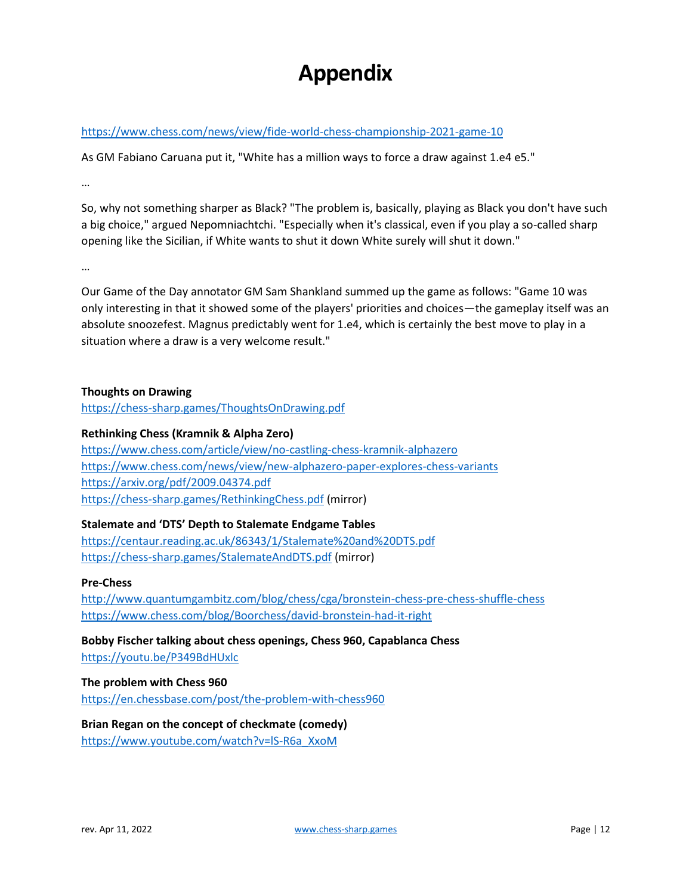# Appendix

https://www.chess.com/news/view/fide-world-chess-championship-2021-game-10

As GM Fabiano Caruana put it, "White has a million ways to force a draw against 1.e4 e5."

…

So, why not something sharper as Black? "The problem is, basically, playing as Black you don't have such a big choice," argued Nepomniachtchi. "Especially when it's classical, even if you play a so-called sharp opening like the Sicilian, if White wants to shut it down White surely will shut it down."

…

Our Game of the Day annotator GM Sam Shankland summed up the game as follows: "Game 10 was only interesting in that it showed some of the players' priorities and choices—the gameplay itself was an absolute snoozefest. Magnus predictably went for 1.e4, which is certainly the best move to play in a situation where a draw is a very welcome result."

**Thoughts on Drawing**
https://chess-sharp.games/ThoughtsOnDrawing.pdf

**Rethinking Chess (Kramnik & Alpha Zero)**
https://www.chess.com/article/view/no-castling-chess-kramnik-alphazero
https://www.chess.com/news/view/new-alphazero-paper-explores-chess-variants
https://arxiv.org/pdf/2009.04374.pdf
https://chess-sharp.games/RethinkingChess.pdf (mirror)

**Stalemate and 'DTS' Depth to Stalemate Endgame Tables**
https://centaur.reading.ac.uk/86343/1/Stalemate%20and%20DTS.pdf
https://chess-sharp.games/StalemateAndDTS.pdf (mirror)

**Pre-Chess**
http://www.quantumgambitz.com/blog/chess/cga/bronstein-chess-pre-chess-shuffle-chess
https://www.chess.com/blog/Boorchess/david-bronstein-had-it-right

**Bobby Fischer talking about chess openings, Chess 960, Capablanca Chess**
https://youtu.be/P349BdHUxlc

**The problem with Chess 960**
https://en.chessbase.com/post/the-problem-with-chess960

**Brian Regan on the concept of checkmate (comedy)**
https://www.youtube.com/watch?v=lS-R6a_XxoM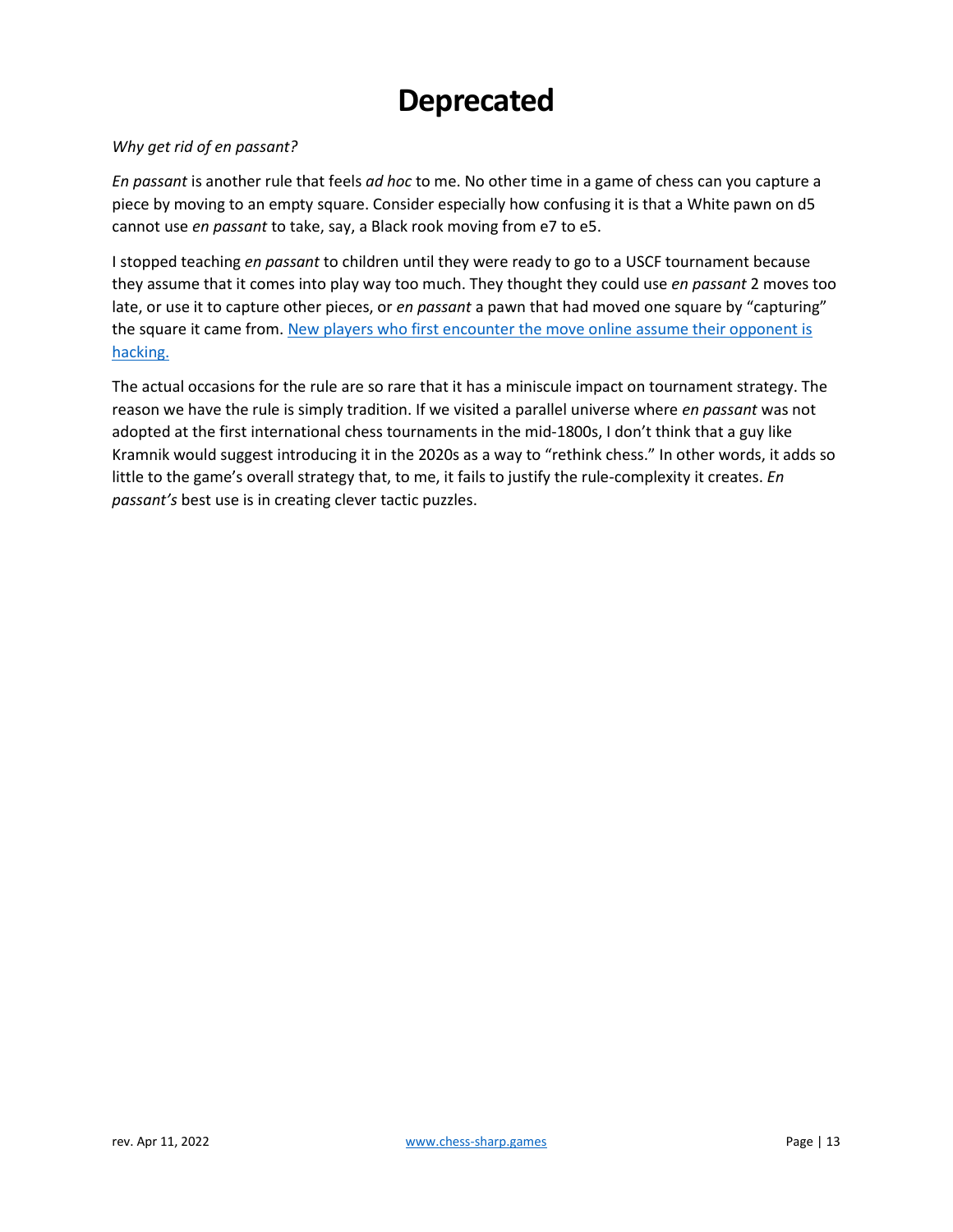# Deprecated

*Why get rid of en passant?*

*En passant* is another rule that feels *ad hoc* to me. No other time in a game of chess can you capture a piece by moving to an empty square. Consider especially how confusing it is that a White pawn on d5 cannot use *en passant* to take, say, a Black rook moving from e7 to e5.

I stopped teaching *en passant* to children until they were ready to go to a USCF tournament because they assume that it comes into play way too much. They thought they could use *en passant* 2 moves too late, or use it to capture other pieces, or *en passant* a pawn that had moved one square by "capturing" the square it came from. New players who first encounter the move online assume their opponent is hacking.

The actual occasions for the rule are so rare that it has a miniscule impact on tournament strategy. The reason we have the rule is simply tradition. If we visited a parallel universe where *en passant* was not adopted at the first international chess tournaments in the mid-1800s, I don't think that a guy like Kramnik would suggest introducing it in the 2020s as a way to "rethink chess." In other words, it adds so little to the game's overall strategy that, to me, it fails to justify the rule-complexity it creates. *En passant's* best use is in creating clever tactic puzzles.